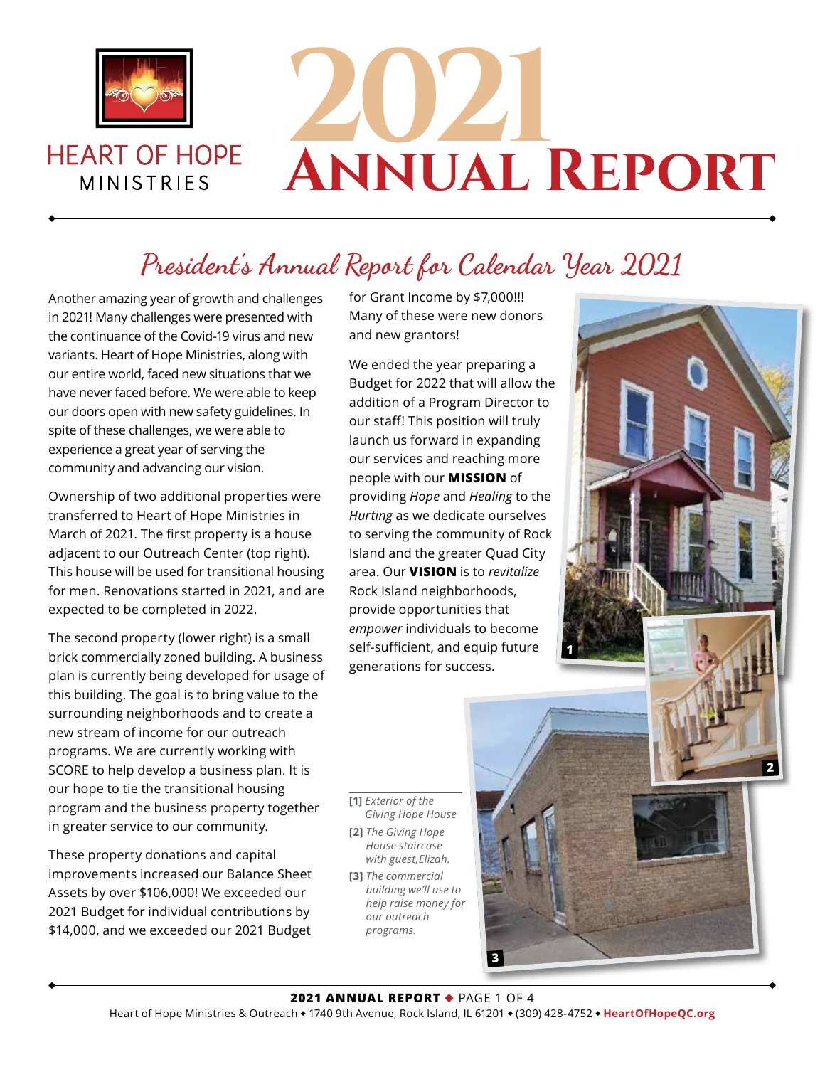HEART OF HOPE MINISTRIES

# 2021 Annual Report

## President's Annual Report for Calendar Year 2021

Another amazing year of growth and challenges in 2021! Many challenges were presented with the continuance of the Covid-19 virus and new variants. Heart of Hope Ministries, along with our entire world, faced new situations that we have never faced before. We were able to keep our doors open with new safety guidelines. In spite of these challenges, we were able to experience a great year of serving the community and advancing our vision.

Ownership of two additional properties were transferred to Heart of Hope Ministries in March of 2021. The first property is a house adjacent to our Outreach Center (top right). This house will be used for transitional housing for men. Renovations started in 2021, and are expected to be completed in 2022.

The second property (lower right) is a small brick commercially zoned building. A business plan is currently being developed for usage of this building. The goal is to bring value to the surrounding neighborhoods and to create a new stream of income for our outreach programs. We are currently working with SCORE to help develop a business plan. It is our hope to tie the transitional housing program and the business property together in greater service to our community.

These property donations and capital improvements increased our Balance Sheet Assets by over $106,000! We exceeded our 2021 Budget for individual contributions by $14,000, and we exceeded our 2021 Budget for Grant Income by $7,000!!! Many of these were new donors and new grantors!

We ended the year preparing a Budget for 2022 that will allow the addition of a Program Director to our staff! This position will truly launch us forward in expanding our services and reaching more people with our **MISSION** of providing *Hope* and *Healing* to the *Hurting* as we dedicate ourselves to serving the community of Rock Island and the greater Quad City area. Our **VISION** is to *revitalize* Rock Island neighborhoods, provide opportunities that *empower* individuals to become self-sufficient, and equip future generations for success.

**[1]** *Exterior of the Giving Hope House*

**[2]** *The Giving Hope House staircase with guest, Elizah.*

**[3]** *The commercial building we'll use to help raise money for our outreach programs.*

Heart of Hope Ministries & Outreach • 1740 9th Avenue, Rock Island, IL 61201 • (309) 428-4752 • HeartOfHopeQC.org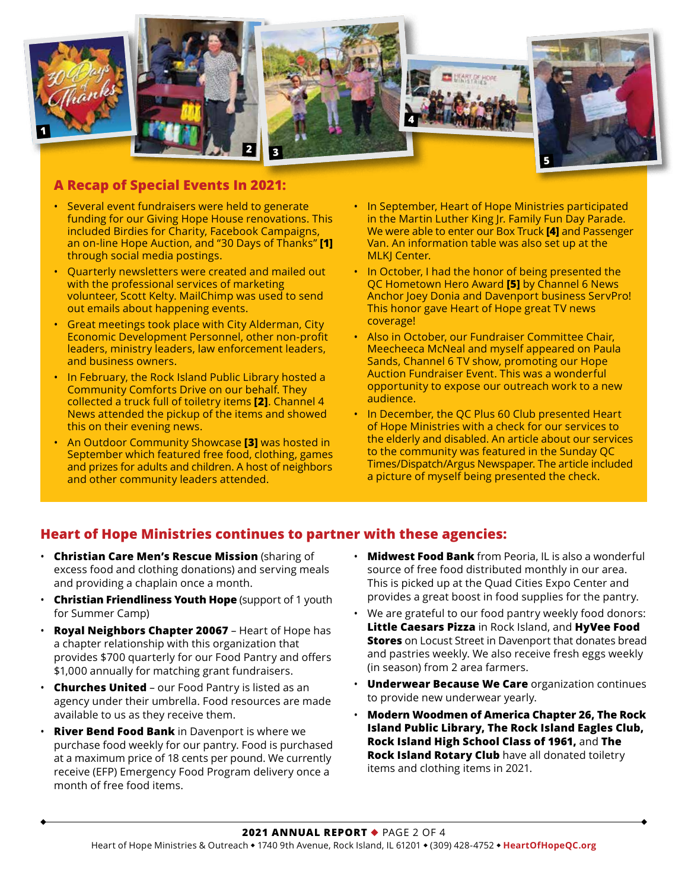## A Recap of Special Events In 2021:

- Several event fundraisers were held to generate funding for our Giving Hope House renovations. This included Birdies for Charity, Facebook Campaigns, an on-line Hope Auction, and "30 Days of Thanks" **[1]** through social media postings.
- Quarterly newsletters were created and mailed out with the professional services of marketing volunteer, Scott Kelty. MailChimp was used to send out emails about happening events.
- Great meetings took place with City Alderman, City Economic Development Personnel, other non-profit leaders, ministry leaders, law enforcement leaders, and business owners.
- In February, the Rock Island Public Library hosted a Community Comforts Drive on our behalf. They collected a truck full of toiletry items **[2]**. Channel 4 News attended the pickup of the items and showed this on their evening news.
- An Outdoor Community Showcase **[3]** was hosted in September which featured free food, clothing, games and prizes for adults and children. A host of neighbors and other community leaders attended.
- In September, Heart of Hope Ministries participated in the Martin Luther King Jr. Family Fun Day Parade. We were able to enter our Box Truck **[4]** and Passenger Van. An information table was also set up at the MLKJ Center.
- In October, I had the honor of being presented the QC Hometown Hero Award **[5]** by Channel 6 News Anchor Joey Donia and Davenport business ServPro! This honor gave Heart of Hope great TV news coverage!
- Also in October, our Fundraiser Committee Chair, Meecheeca McNeal and myself appeared on Paula Sands, Channel 6 TV show, promoting our Hope Auction Fundraiser Event. This was a wonderful opportunity to expose our outreach work to a new audience.
- In December, the QC Plus 60 Club presented Heart of Hope Ministries with a check for our services to the elderly and disabled. An article about our services to the community was featured in the Sunday QC Times/Dispatch/Argus Newspaper. The article included a picture of myself being presented the check.

## Heart of Hope Ministries continues to partner with these agencies:

- **Christian Care Men's Rescue Mission** (sharing of excess food and clothing donations) and serving meals and providing a chaplain once a month.
- **Christian Friendliness Youth Hope** (support of 1 youth for Summer Camp)
- **Royal Neighbors Chapter 20067** – Heart of Hope has a chapter relationship with this organization that provides $700 quarterly for our Food Pantry and offers $1,000 annually for matching grant fundraisers.
- **Churches United** – our Food Pantry is listed as an agency under their umbrella. Food resources are made available to us as they receive them.
- **River Bend Food Bank** in Davenport is where we purchase food weekly for our pantry. Food is purchased at a maximum price of 18 cents per pound. We currently receive (EFP) Emergency Food Program delivery once a month of free food items.
- **Midwest Food Bank** from Peoria, IL is also a wonderful source of free food distributed monthly in our area. This is picked up at the Quad Cities Expo Center and provides a great boost in food supplies for the pantry.
- We are grateful to our food pantry weekly food donors: **Little Caesars Pizza** in Rock Island, and **HyVee Food Stores** on Locust Street in Davenport that donates bread and pastries weekly. We also receive fresh eggs weekly (in season) from 2 area farmers.
- **Underwear Because We Care** organization continues to provide new underwear yearly.
- **Modern Woodmen of America Chapter 26, The Rock Island Public Library, The Rock Island Eagles Club, Rock Island High School Class of 1961,** and **The Rock Island Rotary Club** have all donated toiletry items and clothing items in 2021.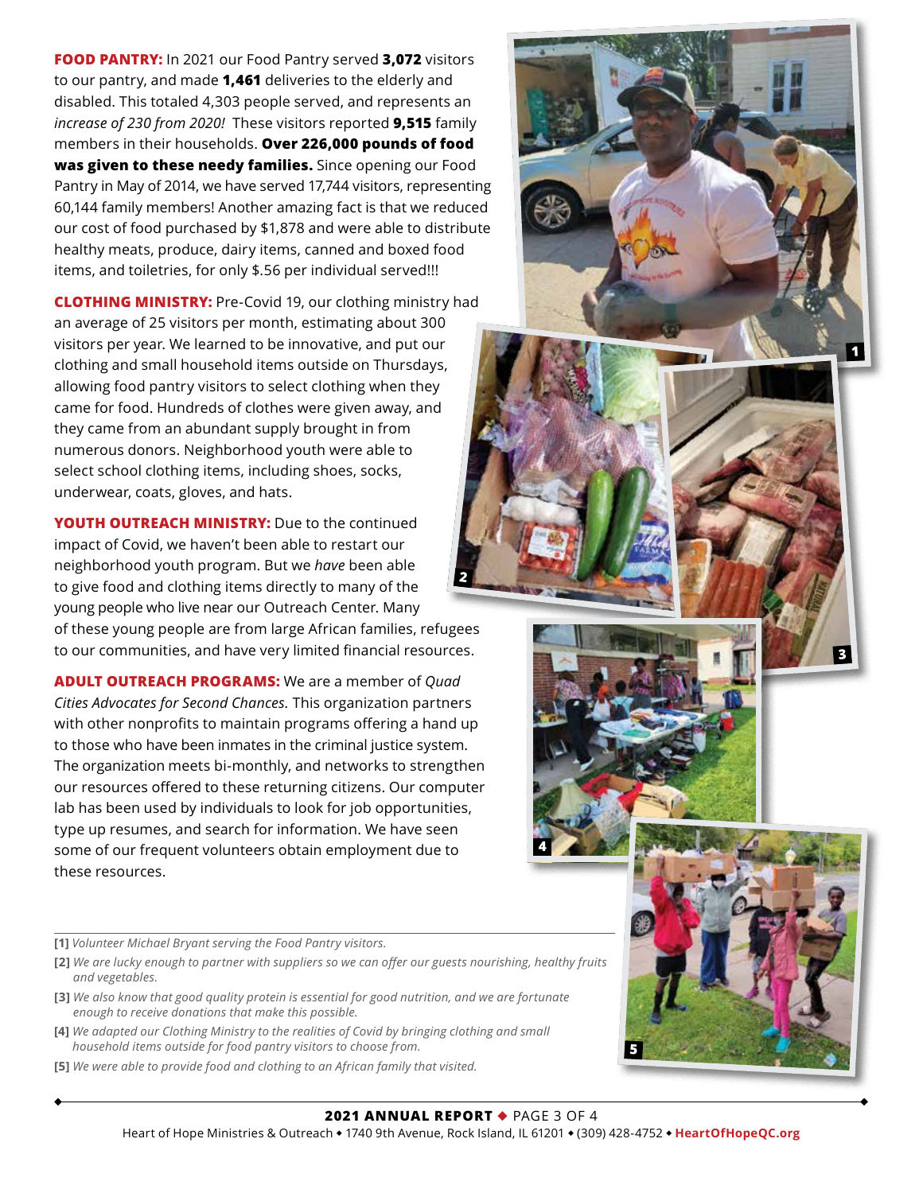**FOOD PANTRY:** In 2021 our Food Pantry served **3,072** visitors to our pantry, and made **1,461** deliveries to the elderly and disabled. This totaled 4,303 people served, and represents an *increase of 230 from 2020!* These visitors reported **9,515** family members in their households. **Over 226,000 pounds of food was given to these needy families.** Since opening our Food Pantry in May of 2014, we have served 17,744 visitors, representing 60,144 family members! Another amazing fact is that we reduced our cost of food purchased by $1,878 and were able to distribute healthy meats, produce, dairy items, canned and boxed food items, and toiletries, for only $.56 per individual served!!!

**CLOTHING MINISTRY:** Pre-Covid 19, our clothing ministry had an average of 25 visitors per month, estimating about 300 visitors per year. We learned to be innovative, and put our clothing and small household items outside on Thursdays, allowing food pantry visitors to select clothing when they came for food. Hundreds of clothes were given away, and they came from an abundant supply brought in from numerous donors. Neighborhood youth were able to select school clothing items, including shoes, socks, underwear, coats, gloves, and hats.

**YOUTH OUTREACH MINISTRY:** Due to the continued impact of Covid, we haven't been able to restart our neighborhood youth program. But we *have* been able to give food and clothing items directly to many of the young people who live near our Outreach Center. Many of these young people are from large African families, refugees to our communities, and have very limited financial resources.

**ADULT OUTREACH PROGRAMS:** We are a member of *Quad Cities Advocates for Second Chances.* This organization partners with other nonprofits to maintain programs offering a hand up to those who have been inmates in the criminal justice system. The organization meets bi-monthly, and networks to strengthen our resources offered to these returning citizens. Our computer lab has been used by individuals to look for job opportunities, type up resumes, and search for information. We have seen some of our frequent volunteers obtain employment due to these resources.

---

**[1]** *Volunteer Michael Bryant serving the Food Pantry visitors.*

**[2]** *We are lucky enough to partner with suppliers so we can offer our guests nourishing, healthy fruits and vegetables.*

**[3]** *We also know that good quality protein is essential for good nutrition, and we are fortunate enough to receive donations that make this possible.*

**[4]** *We adapted our Clothing Ministry to the realities of Covid by bringing clothing and small household items outside for food pantry visitors to choose from.*

**[5]** *We were able to provide food and clothing to an African family that visited.*

Heart of Hope Ministries & Outreach • 1740 9th Avenue, Rock Island, IL 61201 • (309) 428-4752 • **HeartOfHopeQC.org**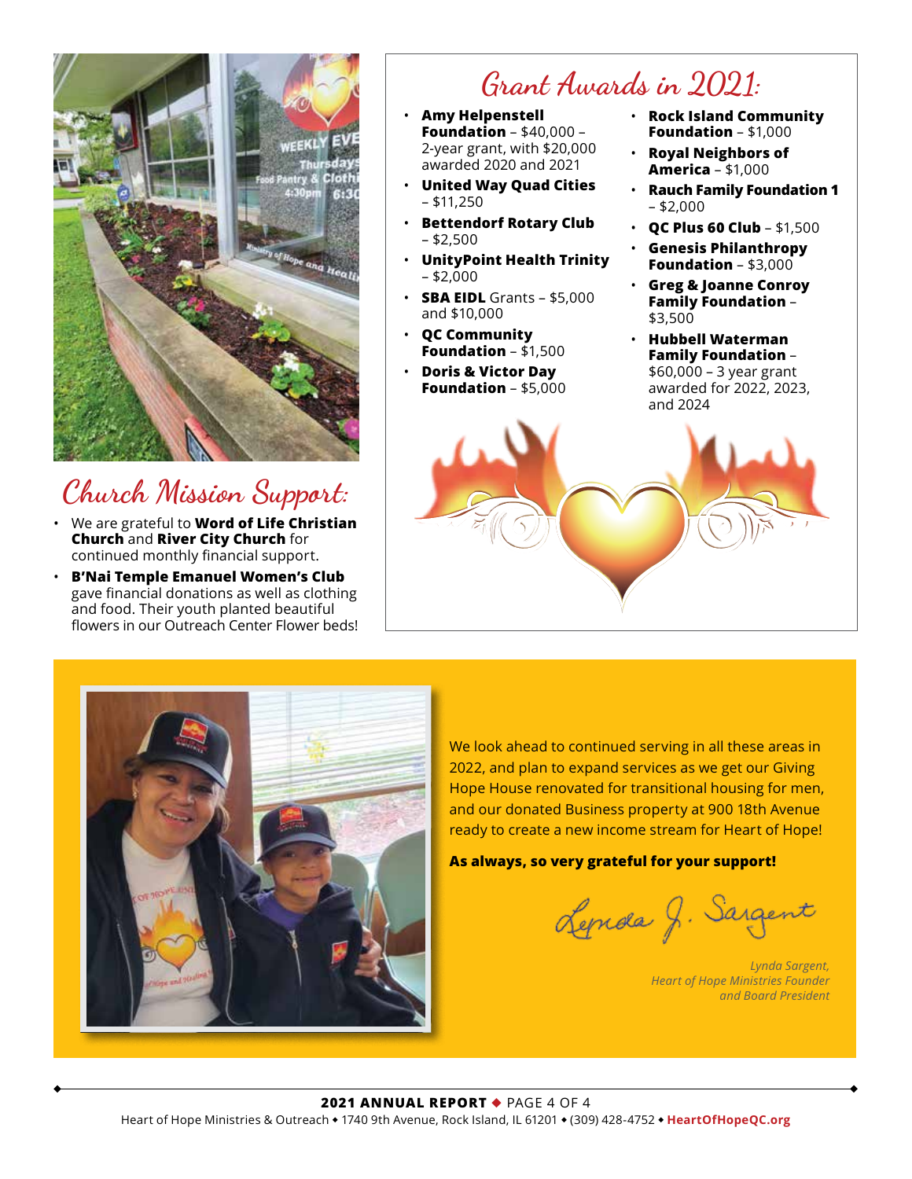## Church Mission Support:

- We are grateful to **Word of Life Christian Church** and **River City Church** for continued monthly financial support.
- **B'Nai Temple Emanuel Women's Club** gave financial donations as well as clothing and food. Their youth planted beautiful flowers in our Outreach Center Flower beds!

## Grant Awards in 2021:

- **Amy Helpenstell Foundation** – $40,000 – 2-year grant, with $20,000 awarded 2020 and 2021
- **United Way Quad Cities** – $11,250
- **Bettendorf Rotary Club** – $2,500
- **UnityPoint Health Trinity** – $2,000
- **SBA EIDL** Grants – $5,000 and $10,000
- **QC Community Foundation** – $1,500
- **Doris & Victor Day Foundation** – $5,000
- **Rock Island Community Foundation** – $1,000
- **Royal Neighbors of America** – $1,000
- **Rauch Family Foundation 1** – $2,000
- **QC Plus 60 Club** – $1,500
- **Genesis Philanthropy Foundation** – $3,000
- **Greg & Joanne Conroy Family Foundation** – $3,500
- **Hubbell Waterman Family Foundation** – $60,000 – 3 year grant awarded for 2022, 2023, and 2024

We look ahead to continued serving in all these areas in 2022, and plan to expand services as we get our Giving Hope House renovated for transitional housing for men, and our donated Business property at 900 18th Avenue ready to create a new income stream for Heart of Hope!

**As always, so very grateful for your support!**

Lynda J. Sargent

*Lynda Sargent,*
*Heart of Hope Ministries Founder and Board President*

**2021 ANNUAL REPORT**

Heart of Hope Ministries & Outreach ◆ 1740 9th Avenue, Rock Island, IL 61201 ◆ (309) 428-4752 ◆ **HeartOfHopeQC.org**